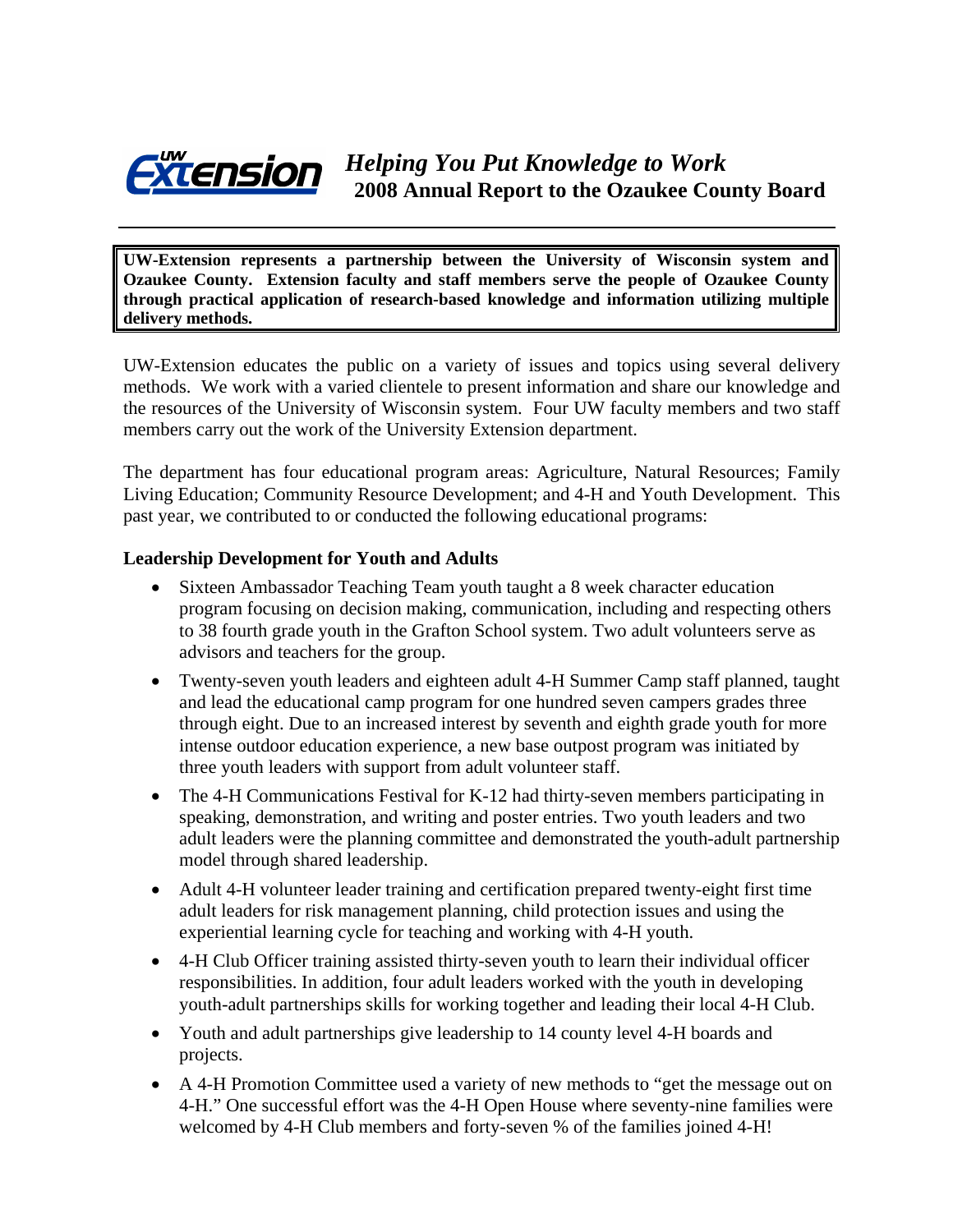# UW Extension — *Helping You Put Knowledge to Work*

## 2008 Annual Report to the Ozaukee County Board

**UW-Extension represents a partnership between the University of Wisconsin system and Ozaukee County. Extension faculty and staff members serve the people of Ozaukee County through practical application of research-based knowledge and information utilizing multiple delivery methods.**

UW-Extension educates the public on a variety of issues and topics using several delivery methods. We work with a varied clientele to present information and share our knowledge and the resources of the University of Wisconsin system. Four UW faculty members and two staff members carry out the work of the University Extension department.

The department has four educational program areas: Agriculture, Natural Resources; Family Living Education; Community Resource Development; and 4-H and Youth Development. This past year, we contributed to or conducted the following educational programs:

### Leadership Development for Youth and Adults

- Sixteen Ambassador Teaching Team youth taught a 8 week character education program focusing on decision making, communication, including and respecting others to 38 fourth grade youth in the Grafton School system. Two adult volunteers serve as advisors and teachers for the group.
- Twenty-seven youth leaders and eighteen adult 4-H Summer Camp staff planned, taught and lead the educational camp program for one hundred seven campers grades three through eight. Due to an increased interest by seventh and eighth grade youth for more intense outdoor education experience, a new base outpost program was initiated by three youth leaders with support from adult volunteer staff.
- The 4-H Communications Festival for K-12 had thirty-seven members participating in speaking, demonstration, and writing and poster entries. Two youth leaders and two adult leaders were the planning committee and demonstrated the youth-adult partnership model through shared leadership.
- Adult 4-H volunteer leader training and certification prepared twenty-eight first time adult leaders for risk management planning, child protection issues and using the experiential learning cycle for teaching and working with 4-H youth.
- 4-H Club Officer training assisted thirty-seven youth to learn their individual officer responsibilities. In addition, four adult leaders worked with the youth in developing youth-adult partnerships skills for working together and leading their local 4-H Club.
- Youth and adult partnerships give leadership to 14 county level 4-H boards and projects.
- A 4-H Promotion Committee used a variety of new methods to "get the message out on 4-H." One successful effort was the 4-H Open House where seventy-nine families were welcomed by 4-H Club members and forty-seven % of the families joined 4-H!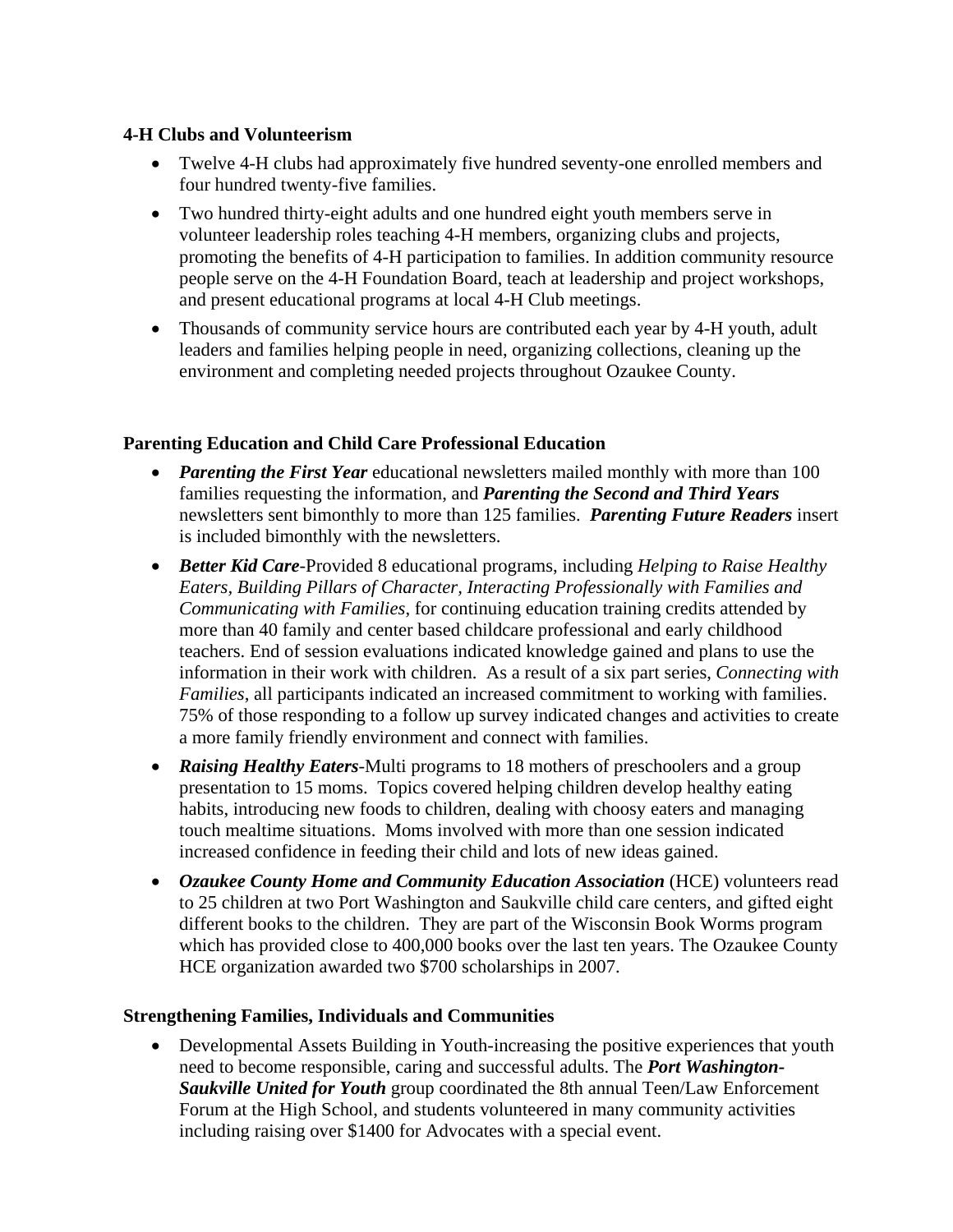**4-H Clubs and Volunteerism**

- Twelve 4-H clubs had approximately five hundred seventy-one enrolled members and four hundred twenty-five families.
- Two hundred thirty-eight adults and one hundred eight youth members serve in volunteer leadership roles teaching 4-H members, organizing clubs and projects, promoting the benefits of 4-H participation to families. In addition community resource people serve on the 4-H Foundation Board, teach at leadership and project workshops, and present educational programs at local 4-H Club meetings.
- Thousands of community service hours are contributed each year by 4-H youth, adult leaders and families helping people in need, organizing collections, cleaning up the environment and completing needed projects throughout Ozaukee County.

**Parenting Education and Child Care Professional Education**

- ***Parenting the First Year*** educational newsletters mailed monthly with more than 100 families requesting the information, and ***Parenting the Second and Third Years*** newsletters sent bimonthly to more than 125 families. ***Parenting Future Readers*** insert is included bimonthly with the newsletters.
- ***Better Kid Care***-Provided 8 educational programs, including *Helping to Raise Healthy Eaters, Building Pillars of Character, Interacting Professionally with Families and Communicating with Families*, for continuing education training credits attended by more than 40 family and center based childcare professional and early childhood teachers. End of session evaluations indicated knowledge gained and plans to use the information in their work with children. As a result of a six part series, *Connecting with Families*, all participants indicated an increased commitment to working with families. 75% of those responding to a follow up survey indicated changes and activities to create a more family friendly environment and connect with families.
- ***Raising Healthy Eaters***-Multi programs to 18 mothers of preschoolers and a group presentation to 15 moms. Topics covered helping children develop healthy eating habits, introducing new foods to children, dealing with choosy eaters and managing touch mealtime situations. Moms involved with more than one session indicated increased confidence in feeding their child and lots of new ideas gained.
- ***Ozaukee County Home and Community Education Association*** (HCE) volunteers read to 25 children at two Port Washington and Saukville child care centers, and gifted eight different books to the children. They are part of the Wisconsin Book Worms program which has provided close to 400,000 books over the last ten years. The Ozaukee County HCE organization awarded two $700 scholarships in 2007.

**Strengthening Families, Individuals and Communities**

- Developmental Assets Building in Youth-increasing the positive experiences that youth need to become responsible, caring and successful adults. The ***Port Washington-Saukville United for Youth*** group coordinated the 8th annual Teen/Law Enforcement Forum at the High School, and students volunteered in many community activities including raising over $1400 for Advocates with a special event.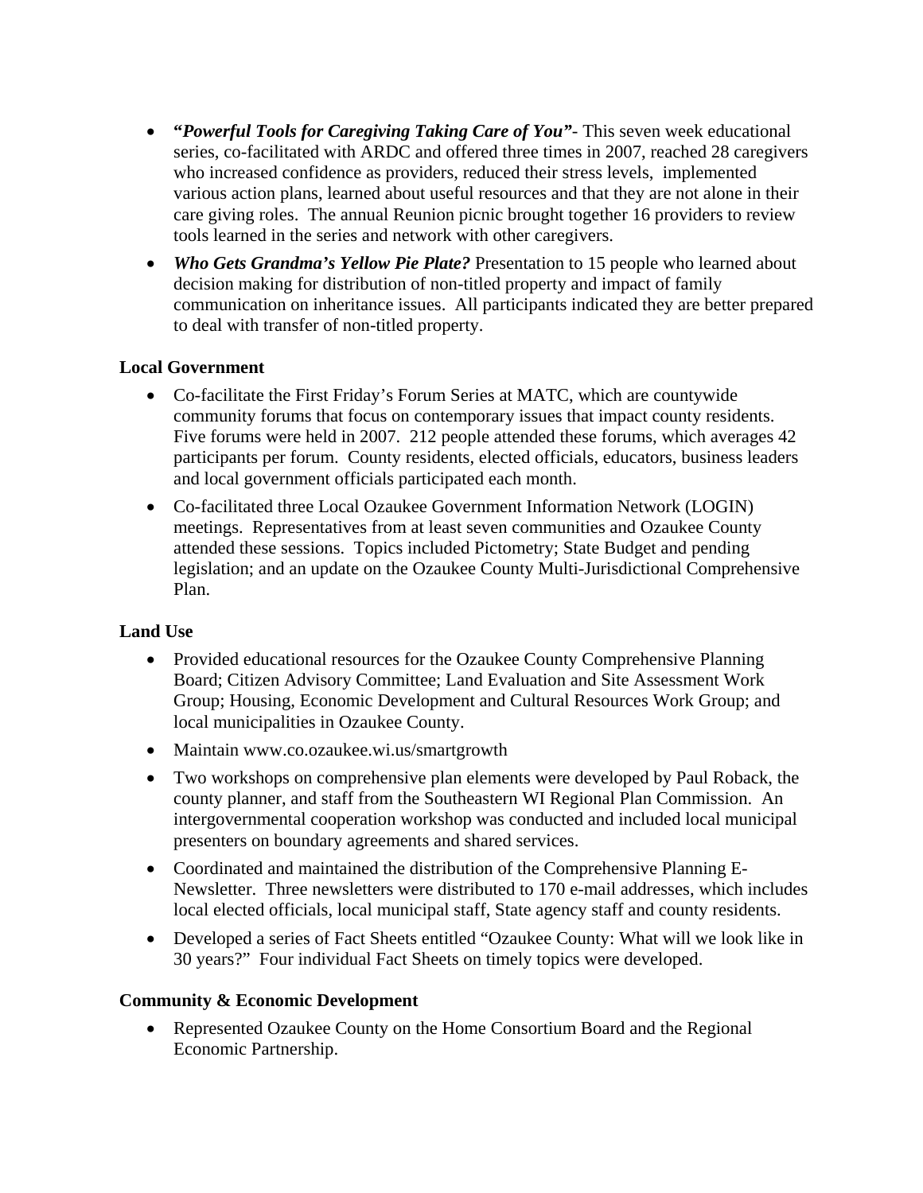- **"*Powerful Tools for Caregiving Taking Care of You*"**- This seven week educational series, co-facilitated with ARDC and offered three times in 2007, reached 28 caregivers who increased confidence as providers, reduced their stress levels, implemented various action plans, learned about useful resources and that they are not alone in their care giving roles. The annual Reunion picnic brought together 16 providers to review tools learned in the series and network with other caregivers.
- ***Who Gets Grandma's Yellow Pie Plate?*** Presentation to 15 people who learned about decision making for distribution of non-titled property and impact of family communication on inheritance issues. All participants indicated they are better prepared to deal with transfer of non-titled property.

**Local Government**

- Co-facilitate the First Friday's Forum Series at MATC, which are countywide community forums that focus on contemporary issues that impact county residents. Five forums were held in 2007. 212 people attended these forums, which averages 42 participants per forum. County residents, elected officials, educators, business leaders and local government officials participated each month.
- Co-facilitated three Local Ozaukee Government Information Network (LOGIN) meetings. Representatives from at least seven communities and Ozaukee County attended these sessions. Topics included Pictometry; State Budget and pending legislation; and an update on the Ozaukee County Multi-Jurisdictional Comprehensive Plan.

**Land Use**

- Provided educational resources for the Ozaukee County Comprehensive Planning Board; Citizen Advisory Committee; Land Evaluation and Site Assessment Work Group; Housing, Economic Development and Cultural Resources Work Group; and local municipalities in Ozaukee County.
- Maintain www.co.ozaukee.wi.us/smartgrowth
- Two workshops on comprehensive plan elements were developed by Paul Roback, the county planner, and staff from the Southeastern WI Regional Plan Commission. An intergovernmental cooperation workshop was conducted and included local municipal presenters on boundary agreements and shared services.
- Coordinated and maintained the distribution of the Comprehensive Planning E-Newsletter. Three newsletters were distributed to 170 e-mail addresses, which includes local elected officials, local municipal staff, State agency staff and county residents.
- Developed a series of Fact Sheets entitled "Ozaukee County: What will we look like in 30 years?" Four individual Fact Sheets on timely topics were developed.

**Community & Economic Development**

- Represented Ozaukee County on the Home Consortium Board and the Regional Economic Partnership.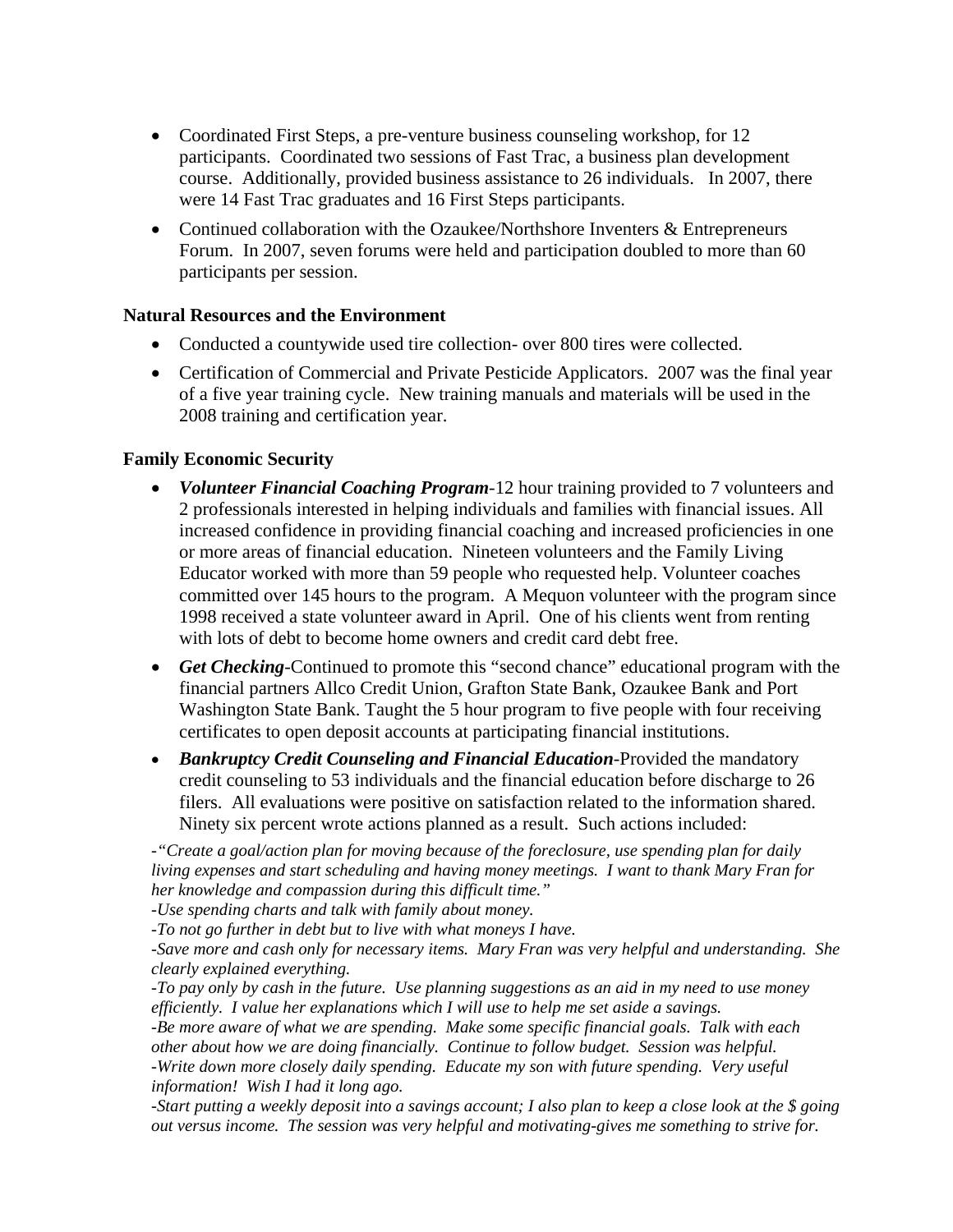- Coordinated First Steps, a pre-venture business counseling workshop, for 12 participants. Coordinated two sessions of Fast Trac, a business plan development course. Additionally, provided business assistance to 26 individuals. In 2007, there were 14 Fast Trac graduates and 16 First Steps participants.
- Continued collaboration with the Ozaukee/Northshore Inventers & Entrepreneurs Forum. In 2007, seven forums were held and participation doubled to more than 60 participants per session.

**Natural Resources and the Environment**

- Conducted a countywide used tire collection- over 800 tires were collected.
- Certification of Commercial and Private Pesticide Applicators. 2007 was the final year of a five year training cycle. New training manuals and materials will be used in the 2008 training and certification year.

**Family Economic Security**

- ***Volunteer Financial Coaching Program***-12 hour training provided to 7 volunteers and 2 professionals interested in helping individuals and families with financial issues. All increased confidence in providing financial coaching and increased proficiencies in one or more areas of financial education. Nineteen volunteers and the Family Living Educator worked with more than 59 people who requested help. Volunteer coaches committed over 145 hours to the program. A Mequon volunteer with the program since 1998 received a state volunteer award in April. One of his clients went from renting with lots of debt to become home owners and credit card debt free.
- ***Get Checking***-Continued to promote this "second chance" educational program with the financial partners Allco Credit Union, Grafton State Bank, Ozaukee Bank and Port Washington State Bank. Taught the 5 hour program to five people with four receiving certificates to open deposit accounts at participating financial institutions.
- ***Bankruptcy Credit Counseling and Financial Education***-Provided the mandatory credit counseling to 53 individuals and the financial education before discharge to 26 filers. All evaluations were positive on satisfaction related to the information shared. Ninety six percent wrote actions planned as a result. Such actions included:

*-"Create a goal/action plan for moving because of the foreclosure, use spending plan for daily living expenses and start scheduling and having money meetings. I want to thank Mary Fran for her knowledge and compassion during this difficult time."*
*-Use spending charts and talk with family about money.*
*-To not go further in debt but to live with what moneys I have.*
*-Save more and cash only for necessary items. Mary Fran was very helpful and understanding. She clearly explained everything.*
*-To pay only by cash in the future. Use planning suggestions as an aid in my need to use money efficiently. I value her explanations which I will use to help me set aside a savings.*
*-Be more aware of what we are spending. Make some specific financial goals. Talk with each other about how we are doing financially. Continue to follow budget. Session was helpful.*
*-Write down more closely daily spending. Educate my son with future spending. Very useful information! Wish I had it long ago.*
*-Start putting a weekly deposit into a savings account; I also plan to keep a close look at the $ going out versus income. The session was very helpful and motivating-gives me something to strive for.*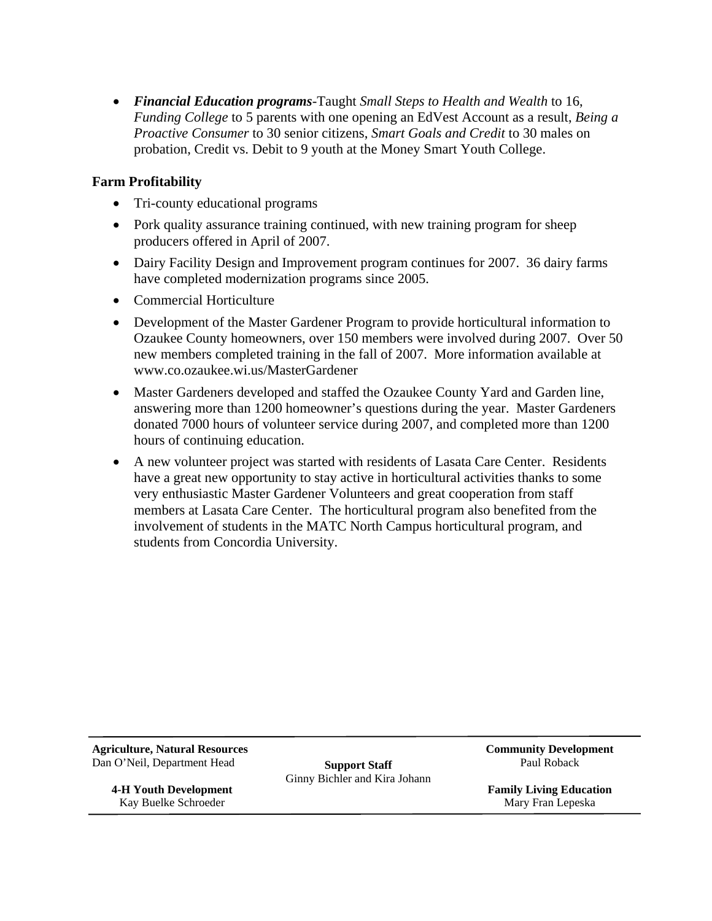- ***Financial Education programs***-Taught *Small Steps to Health and Wealth* to 16, *Funding College* to 5 parents with one opening an EdVest Account as a result, *Being a Proactive Consumer* to 30 senior citizens, *Smart Goals and Credit* to 30 males on probation, Credit vs. Debit to 9 youth at the Money Smart Youth College.

**Farm Profitability**

- Tri-county educational programs
- Pork quality assurance training continued, with new training program for sheep producers offered in April of 2007.
- Dairy Facility Design and Improvement program continues for 2007. 36 dairy farms have completed modernization programs since 2005.
- Commercial Horticulture
- Development of the Master Gardener Program to provide horticultural information to Ozaukee County homeowners, over 150 members were involved during 2007. Over 50 new members completed training in the fall of 2007. More information available at www.co.ozaukee.wi.us/MasterGardener
- Master Gardeners developed and staffed the Ozaukee County Yard and Garden line, answering more than 1200 homeowner's questions during the year. Master Gardeners donated 7000 hours of volunteer service during 2007, and completed more than 1200 hours of continuing education.
- A new volunteer project was started with residents of Lasata Care Center. Residents have a great new opportunity to stay active in horticultural activities thanks to some very enthusiastic Master Gardener Volunteers and great cooperation from staff members at Lasata Care Center. The horticultural program also benefited from the involvement of students in the MATC North Campus horticultural program, and students from Concordia University.

**Agriculture, Natural Resources**
Dan O'Neil, Department Head

**4-H Youth Development**
Kay Buelke Schroeder

**Support Staff**
Ginny Bichler and Kira Johann

**Community Development**
Paul Roback

**Family Living Education**
Mary Fran Lepeska